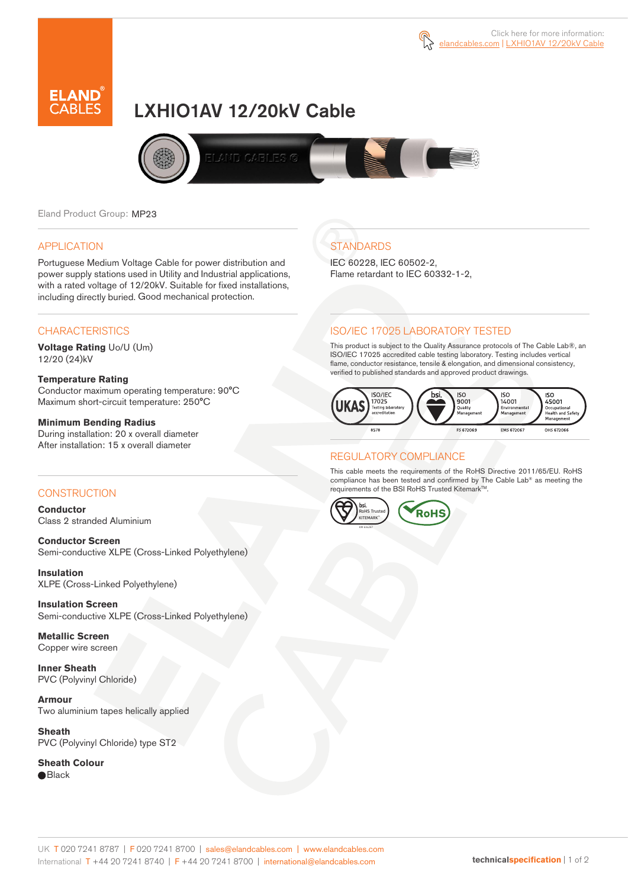Click here for more information: elandcables.com | LXHIO1AV 12/20kV Cable

# LXHIO1AV 12/20kV Cable

Eland Product Group: MP23

## APPLICATION

Portuguese Medium Voltage Cable for power distribution and power supply stations used in Utility and Industrial applications, with a rated voltage of 12/20kV. Suitable for fixed installations, including directly buried. Good mechanical protection.

## CHARACTERISTICS

**Voltage Rating** Uo/U (Um)
12/20 (24)kV

**Temperature Rating**
Conductor maximum operating temperature: 90°C
Maximum short-circuit temperature: 250°C

**Minimum Bending Radius**
During installation: 20 x overall diameter
After installation: 15 x overall diameter

## CONSTRUCTION

**Conductor**
Class 2 stranded Aluminium

**Conductor Screen**
Semi-conductive XLPE (Cross-Linked Polyethylene)

**Insulation**
XLPE (Cross-Linked Polyethylene)

**Insulation Screen**
Semi-conductive XLPE (Cross-Linked Polyethylene)

**Metallic Screen**
Copper wire screen

**Inner Sheath**
PVC (Polyvinyl Chloride)

**Armour**
Two aluminium tapes helically applied

**Sheath**
PVC (Polyvinyl Chloride) type ST2

**Sheath Colour**
● Black

## STANDARDS

IEC 60228, IEC 60502-2,
Flame retardant to IEC 60332-1-2,

## ISO/IEC 17025 LABORATORY TESTED

This product is subject to the Quality Assurance protocols of The Cable Lab®, an ISO/IEC 17025 accredited cable testing laboratory. Testing includes vertical flame, conductor resistance, tensile & elongation, and dimensional consistency, verified to published standards and approved product drawings.

UKAS ISO/IEC 17025 Testing laboratory accreditation 8578 | bsi. ISO 9001 Quality Management FS 672069 | ISO 14001 Environmental Management EMS 672067 | ISO 45001 Occupational Health and Safety Management OHS 672066

## REGULATORY COMPLIANCE

This cable meets the requirements of the RoHS Directive 2011/65/EU. RoHS compliance has been tested and confirmed by The Cable Lab® as meeting the requirements of the BSI RoHS Trusted Kitemark™.

bsi. RoHS Trusted KITEMARK™ | RoHS

UK T 020 7241 8787 | F 020 7241 8700 | sales@elandcables.com | www.elandcables.com
International T +44 20 7241 8740 | F +44 20 7241 8700 | international@elandcables.com

technicalspecification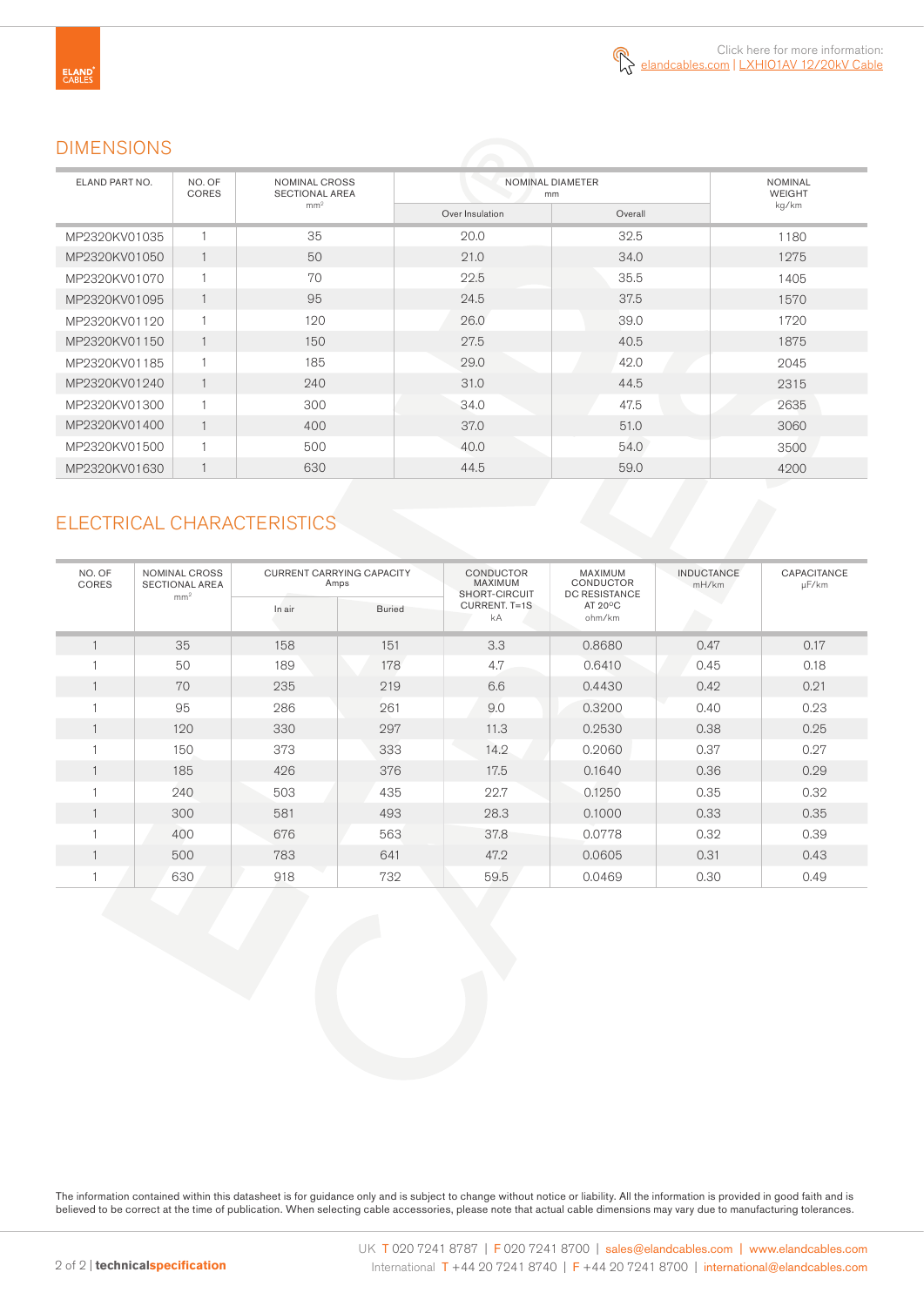Click here for more information: elandcables.com | LXHIO1AV 12/20kV Cable

## DIMENSIONS

| ELAND PART NO. | NO. OF CORES | NOMINAL CROSS SECTIONAL AREA mm² | NOMINAL DIAMETER mm | | NOMINAL WEIGHT kg/km |
|---|---|---|---|---|---|
| | | | Over Insulation | Overall | |
| MP2320KV01035 | 1 | 35 | 20.0 | 32.5 | 1180 |
| MP2320KV01050 | 1 | 50 | 21.0 | 34.0 | 1275 |
| MP2320KV01070 | 1 | 70 | 22.5 | 35.5 | 1405 |
| MP2320KV01095 | 1 | 95 | 24.5 | 37.5 | 1570 |
| MP2320KV01120 | 1 | 120 | 26.0 | 39.0 | 1720 |
| MP2320KV01150 | 1 | 150 | 27.5 | 40.5 | 1875 |
| MP2320KV01185 | 1 | 185 | 29.0 | 42.0 | 2045 |
| MP2320KV01240 | 1 | 240 | 31.0 | 44.5 | 2315 |
| MP2320KV01300 | 1 | 300 | 34.0 | 47.5 | 2635 |
| MP2320KV01400 | 1 | 400 | 37.0 | 51.0 | 3060 |
| MP2320KV01500 | 1 | 500 | 40.0 | 54.0 | 3500 |
| MP2320KV01630 | 1 | 630 | 44.5 | 59.0 | 4200 |

## ELECTRICAL CHARACTERISTICS

| NO. OF CORES | NOMINAL CROSS SECTIONAL AREA mm² | CURRENT CARRYING CAPACITY Amps | | CONDUCTOR MAXIMUM SHORT-CIRCUIT CURRENT. T=1S kA | MAXIMUM CONDUCTOR DC RESISTANCE AT 20ºC ohm/km | INDUCTANCE mH/km | CAPACITANCE µF/km |
|---|---|---|---|---|---|---|---|
| | | In air | Buried | | | | |
| 1 | 35 | 158 | 151 | 3.3 | 0.8680 | 0.47 | 0.17 |
| 1 | 50 | 189 | 178 | 4.7 | 0.6410 | 0.45 | 0.18 |
| 1 | 70 | 235 | 219 | 6.6 | 0.4430 | 0.42 | 0.21 |
| 1 | 95 | 286 | 261 | 9.0 | 0.3200 | 0.40 | 0.23 |
| 1 | 120 | 330 | 297 | 11.3 | 0.2530 | 0.38 | 0.25 |
| 1 | 150 | 373 | 333 | 14.2 | 0.2060 | 0.37 | 0.27 |
| 1 | 185 | 426 | 376 | 17.5 | 0.1640 | 0.36 | 0.29 |
| 1 | 240 | 503 | 435 | 22.7 | 0.1250 | 0.35 | 0.32 |
| 1 | 300 | 581 | 493 | 28.3 | 0.1000 | 0.33 | 0.35 |
| 1 | 400 | 676 | 563 | 37.8 | 0.0778 | 0.32 | 0.39 |
| 1 | 500 | 783 | 641 | 47.2 | 0.0605 | 0.31 | 0.43 |
| 1 | 630 | 918 | 732 | 59.5 | 0.0469 | 0.30 | 0.49 |

The information contained within this datasheet is for guidance only and is subject to change without notice or liability. All the information is provided in good faith and is believed to be correct at the time of publication. When selecting cable accessories, please note that actual cable dimensions may vary due to manufacturing tolerances.

UK T 020 7241 8787 | F 020 7241 8700 | sales@elandcables.com | www.elandcables.com
International T +44 20 7241 8740 | F +44 20 7241 8700 | international@elandcables.com